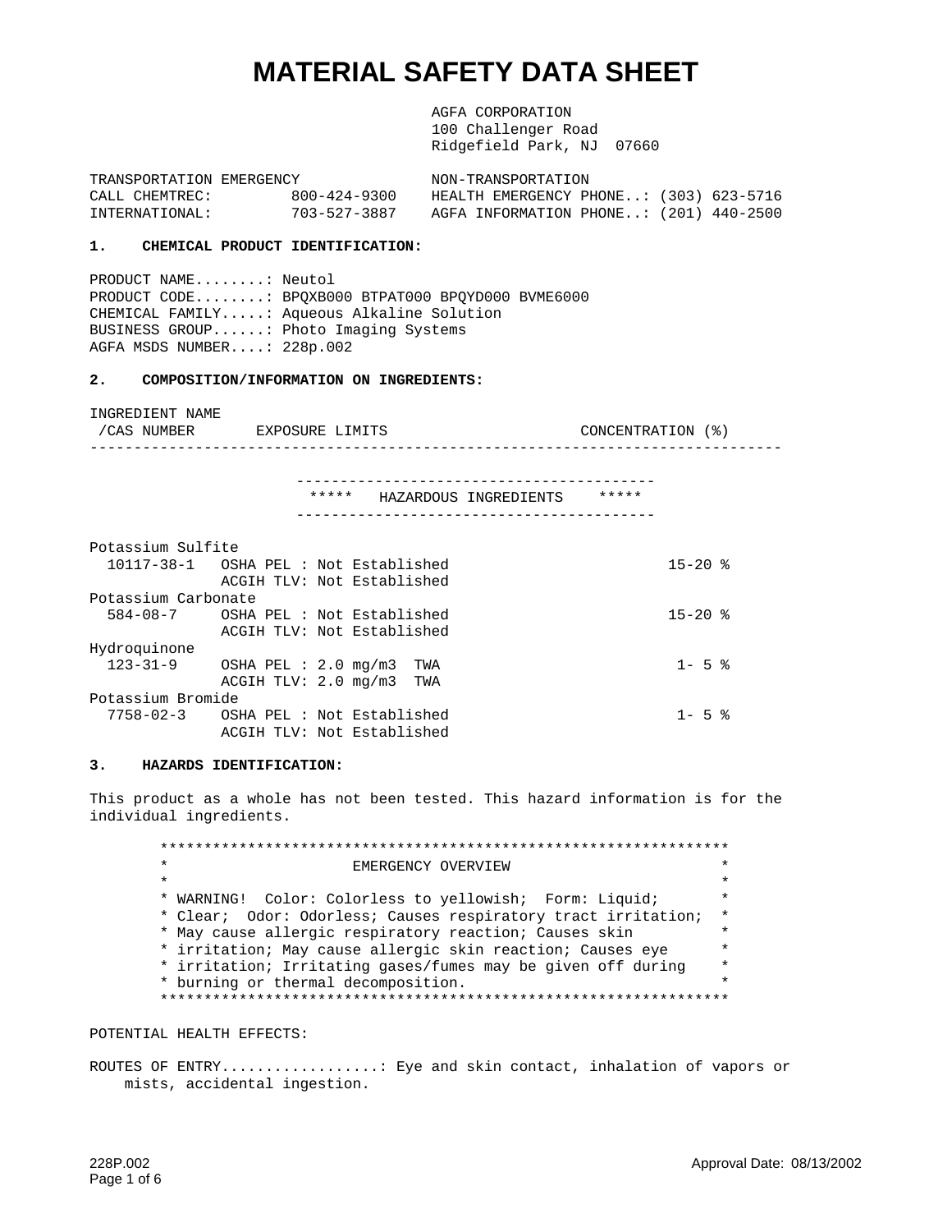# MATERIAL SAFETY DATA SHEET

AGFA CORPORATION
100 Challenger Road
Ridgefield Park, NJ 07660

| TRANSPORTATION EMERGENCY | | NON-TRANSPORTATION |
|---|---|---|
| CALL CHEMTREC: | 800-424-9300 | HEALTH EMERGENCY PHONE..: (303) 623-5716 |
| INTERNATIONAL: | 703-527-3887 | AGFA INFORMATION PHONE..: (201) 440-2500 |

## 1. CHEMICAL PRODUCT IDENTIFICATION:

PRODUCT NAME........: Neutol
PRODUCT CODE........: BPQXB000 BTPAT000 BPQYD000 BVME6000
CHEMICAL FAMILY.....: Aqueous Alkaline Solution
BUSINESS GROUP......: Photo Imaging Systems
AGFA MSDS NUMBER....: 228p.002

## 2. COMPOSITION/INFORMATION ON INGREDIENTS:

***** HAZARDOUS INGREDIENTS *****

| INGREDIENT NAME /CAS NUMBER | EXPOSURE LIMITS | CONCENTRATION (%) |
|---|---|---|
| Potassium Sulfite<br>10117-38-1 | OSHA PEL : Not Established<br>ACGIH TLV: Not Established | 15-20 % |
| Potassium Carbonate<br>584-08-7 | OSHA PEL : Not Established<br>ACGIH TLV: Not Established | 15-20 % |
| Hydroquinone<br>123-31-9 | OSHA PEL : 2.0 mg/m3 TWA<br>ACGIH TLV: 2.0 mg/m3 TWA | 1- 5 % |
| Potassium Bromide<br>7758-02-3 | OSHA PEL : Not Established<br>ACGIH TLV: Not Established | 1- 5 % |

## 3. HAZARDS IDENTIFICATION:

This product as a whole has not been tested. This hazard information is for the individual ingredients.

**EMERGENCY OVERVIEW**

WARNING! Color: Colorless to yellowish; Form: Liquid; Clear; Odor: Odorless; Causes respiratory tract irritation; May cause allergic respiratory reaction; Causes skin irritation; May cause allergic skin reaction; Causes eye irritation; Irritating gases/fumes may be given off during burning or thermal decomposition.

POTENTIAL HEALTH EFFECTS:

ROUTES OF ENTRY..................: Eye and skin contact, inhalation of vapors or mists, accidental ingestion.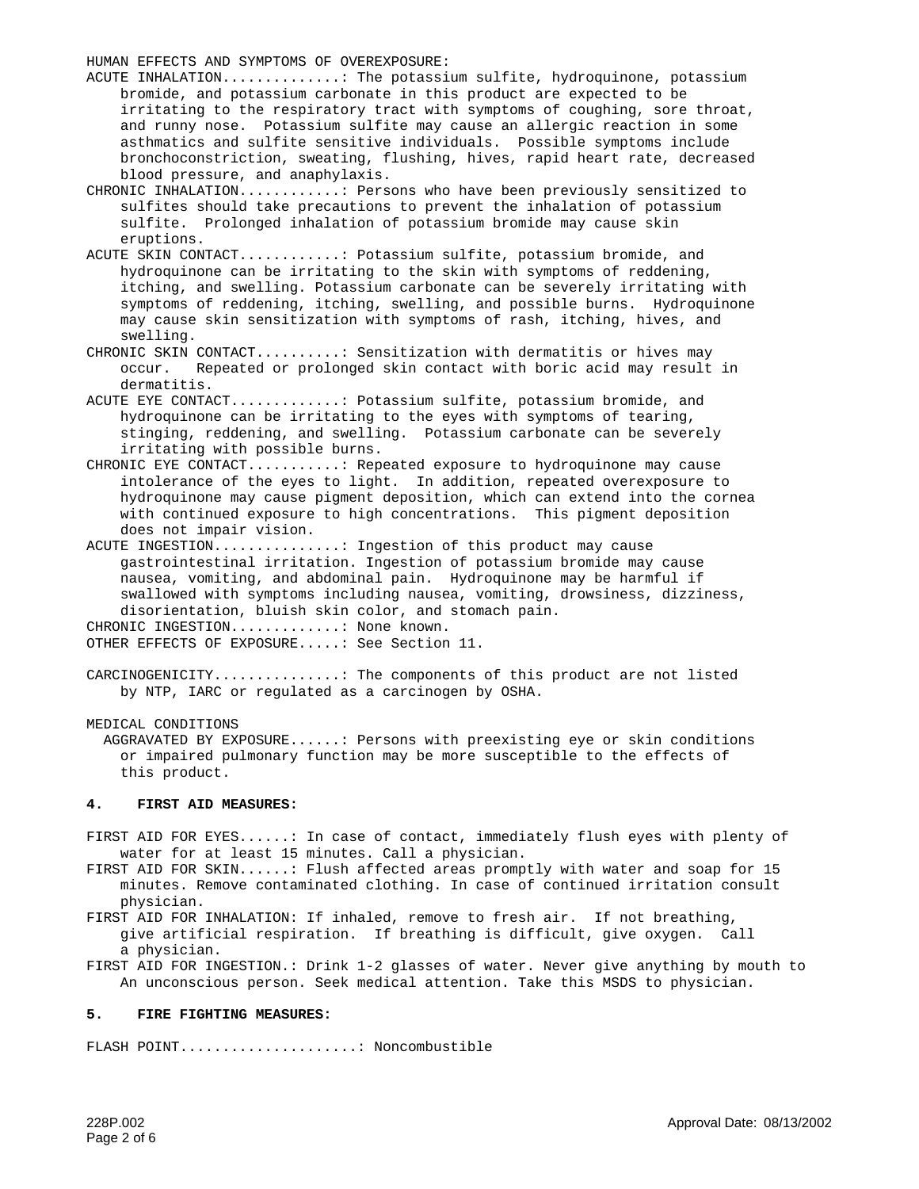HUMAN EFFECTS AND SYMPTOMS OF OVEREXPOSURE:

ACUTE INHALATION..............: The potassium sulfite, hydroquinone, potassium bromide, and potassium carbonate in this product are expected to be irritating to the respiratory tract with symptoms of coughing, sore throat, and runny nose. Potassium sulfite may cause an allergic reaction in some asthmatics and sulfite sensitive individuals. Possible symptoms include bronchoconstriction, sweating, flushing, hives, rapid heart rate, decreased blood pressure, and anaphylaxis.

CHRONIC INHALATION............: Persons who have been previously sensitized to sulfites should take precautions to prevent the inhalation of potassium sulfite. Prolonged inhalation of potassium bromide may cause skin eruptions.

ACUTE SKIN CONTACT............: Potassium sulfite, potassium bromide, and hydroquinone can be irritating to the skin with symptoms of reddening, itching, and swelling. Potassium carbonate can be severely irritating with symptoms of reddening, itching, swelling, and possible burns. Hydroquinone may cause skin sensitization with symptoms of rash, itching, hives, and swelling.

CHRONIC SKIN CONTACT..........: Sensitization with dermatitis or hives may occur. Repeated or prolonged skin contact with boric acid may result in dermatitis.

ACUTE EYE CONTACT.............: Potassium sulfite, potassium bromide, and hydroquinone can be irritating to the eyes with symptoms of tearing, stinging, reddening, and swelling. Potassium carbonate can be severely irritating with possible burns.

CHRONIC EYE CONTACT...........: Repeated exposure to hydroquinone may cause intolerance of the eyes to light. In addition, repeated overexposure to hydroquinone may cause pigment deposition, which can extend into the cornea with continued exposure to high concentrations. This pigment deposition does not impair vision.

ACUTE INGESTION...............: Ingestion of this product may cause gastrointestinal irritation. Ingestion of potassium bromide may cause nausea, vomiting, and abdominal pain. Hydroquinone may be harmful if swallowed with symptoms including nausea, vomiting, drowsiness, dizziness, disorientation, bluish skin color, and stomach pain.

CHRONIC INGESTION.............: None known.

OTHER EFFECTS OF EXPOSURE.....: See Section 11.

CARCINOGENICITY...............: The components of this product are not listed by NTP, IARC or regulated as a carcinogen by OSHA.

MEDICAL CONDITIONS
AGGRAVATED BY EXPOSURE......: Persons with preexisting eye or skin conditions or impaired pulmonary function may be more susceptible to the effects of this product.

## 4. FIRST AID MEASURES:

FIRST AID FOR EYES......: In case of contact, immediately flush eyes with plenty of water for at least 15 minutes. Call a physician.

FIRST AID FOR SKIN......: Flush affected areas promptly with water and soap for 15 minutes. Remove contaminated clothing. In case of continued irritation consult physician.

FIRST AID FOR INHALATION: If inhaled, remove to fresh air. If not breathing, give artificial respiration. If breathing is difficult, give oxygen. Call a physician.

FIRST AID FOR INGESTION.: Drink 1-2 glasses of water. Never give anything by mouth to An unconscious person. Seek medical attention. Take this MSDS to physician.

## 5. FIRE FIGHTING MEASURES:

FLASH POINT.....................: Noncombustible

228P.002

Approval Date: 08/13/2002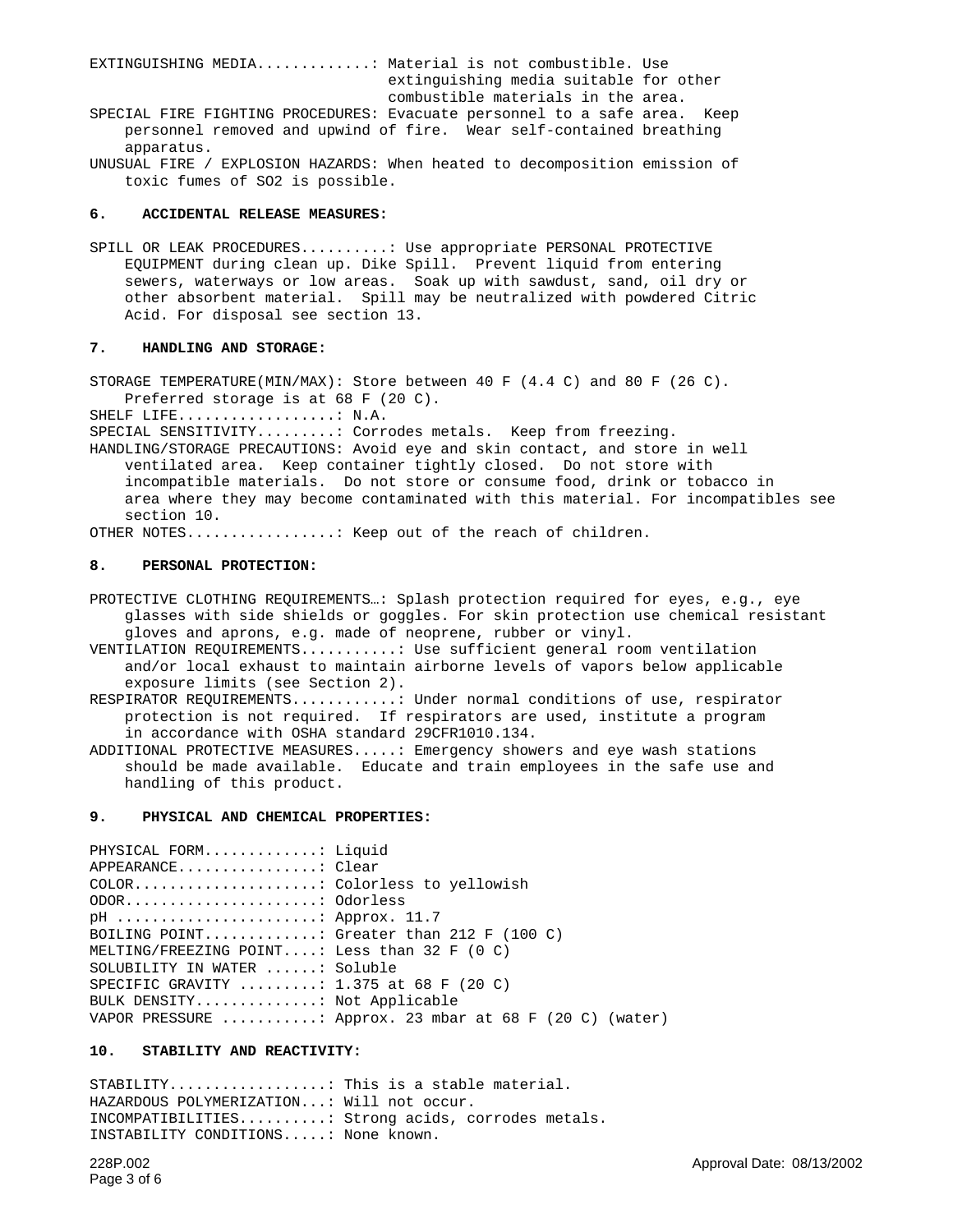EXTINGUISHING MEDIA............: Material is not combustible. Use extinguishing media suitable for other combustible materials in the area.

SPECIAL FIRE FIGHTING PROCEDURES: Evacuate personnel to a safe area. Keep personnel removed and upwind of fire. Wear self-contained breathing apparatus.

UNUSUAL FIRE / EXPLOSION HAZARDS: When heated to decomposition emission of toxic fumes of $SO_2$ is possible.

## 6. ACCIDENTAL RELEASE MEASURES:

SPILL OR LEAK PROCEDURES..........: Use appropriate PERSONAL PROTECTIVE EQUIPMENT during clean up. Dike Spill. Prevent liquid from entering sewers, waterways or low areas. Soak up with sawdust, sand, oil dry or other absorbent material. Spill may be neutralized with powdered Citric Acid. For disposal see section 13.

## 7. HANDLING AND STORAGE:

STORAGE TEMPERATURE(MIN/MAX): Store between 40 F (4.4 C) and 80 F (26 C). Preferred storage is at 68 F (20 C).

SHELF LIFE..................: N.A.

SPECIAL SENSITIVITY.........: Corrodes metals. Keep from freezing.

HANDLING/STORAGE PRECAUTIONS: Avoid eye and skin contact, and store in well ventilated area. Keep container tightly closed. Do not store with incompatible materials. Do not store or consume food, drink or tobacco in area where they may become contaminated with this material. For incompatibles see section 10.

OTHER NOTES.................: Keep out of the reach of children.

## 8. PERSONAL PROTECTION:

PROTECTIVE CLOTHING REQUIREMENTS…: Splash protection required for eyes, e.g., eye glasses with side shields or goggles. For skin protection use chemical resistant gloves and aprons, e.g. made of neoprene, rubber or vinyl.

VENTILATION REQUIREMENTS...........: Use sufficient general room ventilation and/or local exhaust to maintain airborne levels of vapors below applicable exposure limits (see Section 2).

RESPIRATOR REQUIREMENTS............: Under normal conditions of use, respirator protection is not required. If respirators are used, institute a program in accordance with OSHA standard 29CFR1010.134.

ADDITIONAL PROTECTIVE MEASURES.....: Emergency showers and eye wash stations should be made available. Educate and train employees in the safe use and handling of this product.

## 9. PHYSICAL AND CHEMICAL PROPERTIES:

PHYSICAL FORM.............: Liquid
APPEARANCE................: Clear
COLOR.....................: Colorless to yellowish
ODOR......................: Odorless
pH .......................: Approx. 11.7
BOILING POINT.............: Greater than 212 F (100 C)
MELTING/FREEZING POINT....: Less than 32 F (0 C)
SOLUBILITY IN WATER ......: Soluble
SPECIFIC GRAVITY .........: 1.375 at 68 F (20 C)
BULK DENSITY..............: Not Applicable
VAPOR PRESSURE ...........: Approx. 23 mbar at 68 F (20 C) (water)

## 10. STABILITY AND REACTIVITY:

STABILITY..................: This is a stable material.
HAZARDOUS POLYMERIZATION...: Will not occur.
INCOMPATIBILITIES..........: Strong acids, corrodes metals.
INSTABILITY CONDITIONS.....: None known.

228P.002 Approval Date: 08/13/2002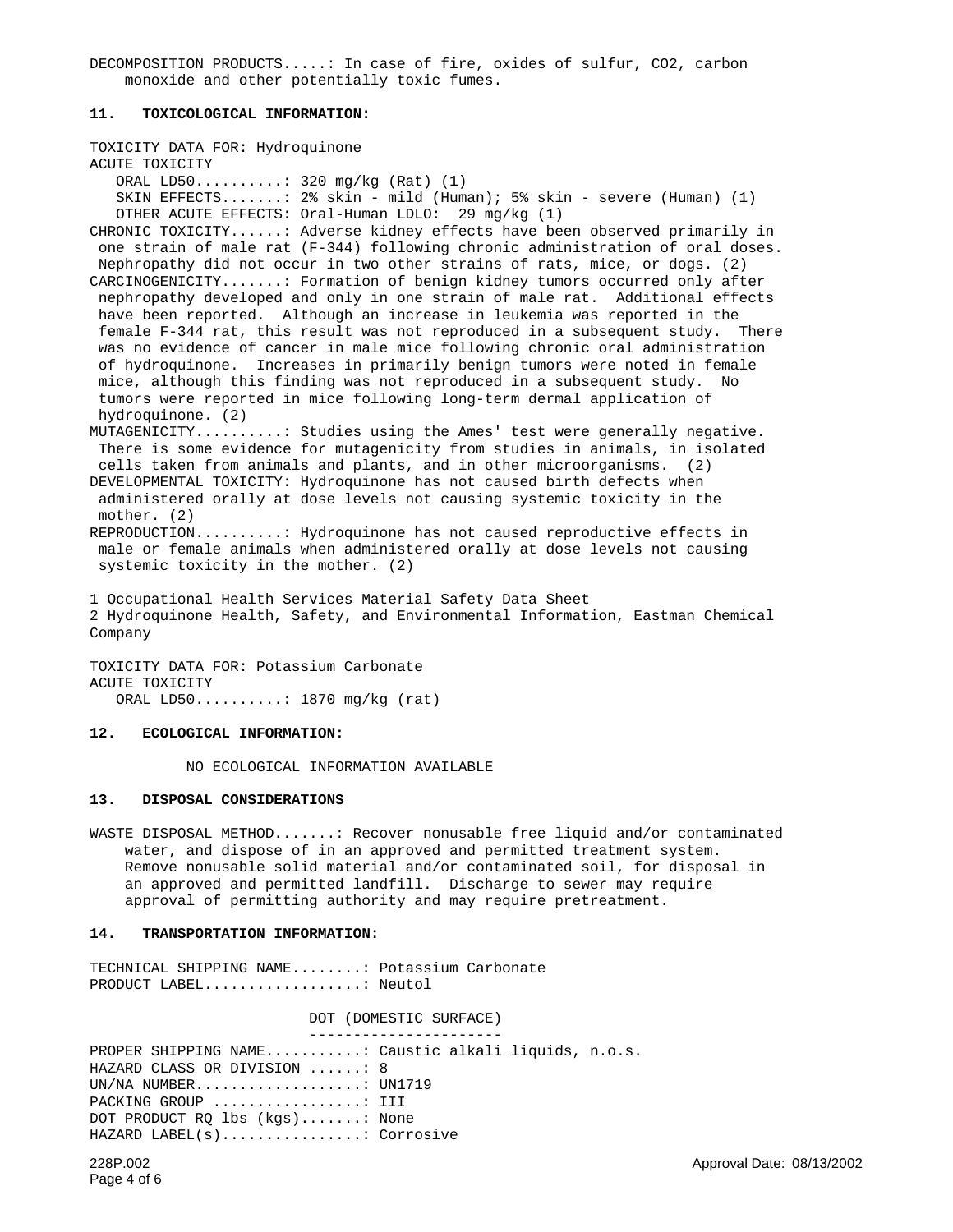DECOMPOSITION PRODUCTS.....: In case of fire, oxides of sulfur, $CO_2$, carbon monoxide and other potentially toxic fumes.

## 11. TOXICOLOGICAL INFORMATION:

TOXICITY DATA FOR: Hydroquinone

ACUTE TOXICITY

ORAL LD50..........: 320 mg/kg (Rat) (1)

SKIN EFFECTS.......: 2% skin - mild (Human); 5% skin - severe (Human) (1)

OTHER ACUTE EFFECTS: Oral-Human LDLO: 29 mg/kg (1)

CHRONIC TOXICITY......: Adverse kidney effects have been observed primarily in one strain of male rat (F-344) following chronic administration of oral doses. Nephropathy did not occur in two other strains of rats, mice, or dogs. (2)

CARCINOGENICITY.......: Formation of benign kidney tumors occurred only after nephropathy developed and only in one strain of male rat. Additional effects have been reported. Although an increase in leukemia was reported in the female F-344 rat, this result was not reproduced in a subsequent study. There was no evidence of cancer in male mice following chronic oral administration of hydroquinone. Increases in primarily benign tumors were noted in female mice, although this finding was not reproduced in a subsequent study. No tumors were reported in mice following long-term dermal application of hydroquinone. (2)

MUTAGENICITY..........: Studies using the Ames' test were generally negative. There is some evidence for mutagenicity from studies in animals, in isolated cells taken from animals and plants, and in other microorganisms. (2)

DEVELOPMENTAL TOXICITY: Hydroquinone has not caused birth defects when administered orally at dose levels not causing systemic toxicity in the mother. (2)

REPRODUCTION..........: Hydroquinone has not caused reproductive effects in male or female animals when administered orally at dose levels not causing systemic toxicity in the mother. (2)

1 Occupational Health Services Material Safety Data Sheet

2 Hydroquinone Health, Safety, and Environmental Information, Eastman Chemical Company

TOXICITY DATA FOR: Potassium Carbonate

ACUTE TOXICITY

ORAL LD50..........: 1870 mg/kg (rat)

## 12. ECOLOGICAL INFORMATION:

NO ECOLOGICAL INFORMATION AVAILABLE

## 13. DISPOSAL CONSIDERATIONS

WASTE DISPOSAL METHOD.......: Recover nonusable free liquid and/or contaminated water, and dispose of in an approved and permitted treatment system. Remove nonusable solid material and/or contaminated soil, for disposal in an approved and permitted landfill. Discharge to sewer may require approval of permitting authority and may require pretreatment.

## 14. TRANSPORTATION INFORMATION:

TECHNICAL SHIPPING NAME........: Potassium Carbonate

PRODUCT LABEL..................: Neutol

DOT (DOMESTIC SURFACE)

PROPER SHIPPING NAME...........: Caustic alkali liquids, n.o.s.

HAZARD CLASS OR DIVISION ......: 8

UN/NA NUMBER...................: UN1719

PACKING GROUP .................: III

DOT PRODUCT RQ lbs (kgs).......: None

HAZARD LABEL(s)................: Corrosive

228P.002 Approval Date: 08/13/2002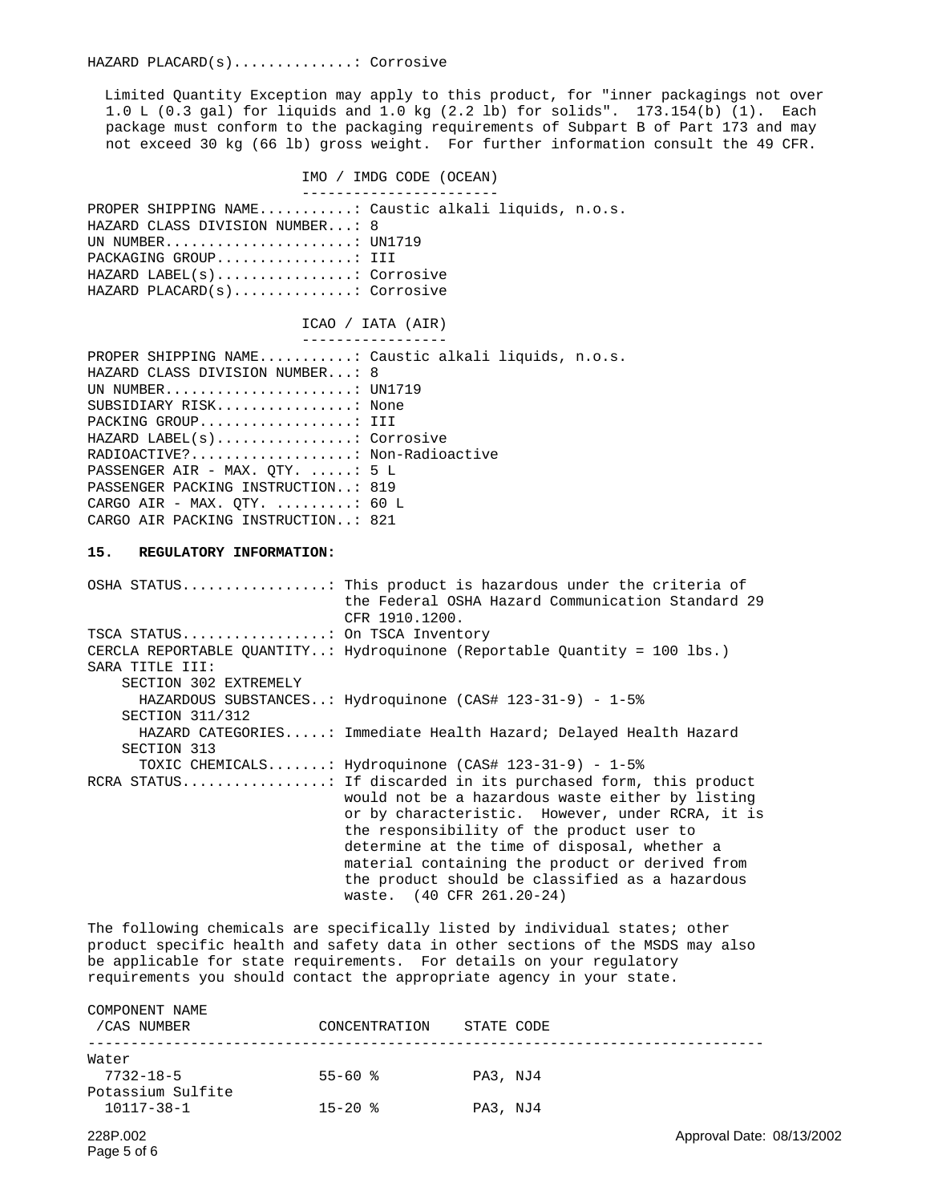HAZARD PLACARD(s)..............: Corrosive

Limited Quantity Exception may apply to this product, for "inner packagings not over 1.0 L (0.3 gal) for liquids and 1.0 kg (2.2 lb) for solids". 173.154(b) (1). Each package must conform to the packaging requirements of Subpart B of Part 173 and may not exceed 30 kg (66 lb) gross weight. For further information consult the 49 CFR.

IMO / IMDG CODE (OCEAN)

PROPER SHIPPING NAME...........: Caustic alkali liquids, n.o.s.
HAZARD CLASS DIVISION NUMBER...: 8
UN NUMBER......................: UN1719
PACKAGING GROUP................: III
HAZARD LABEL(s)................: Corrosive
HAZARD PLACARD(s)..............: Corrosive

ICAO / IATA (AIR)

PROPER SHIPPING NAME...........: Caustic alkali liquids, n.o.s.
HAZARD CLASS DIVISION NUMBER...: 8
UN NUMBER......................: UN1719
SUBSIDIARY RISK................: None
PACKING GROUP..................: III
HAZARD LABEL(s)................: Corrosive
RADIOACTIVE?...................: Non-Radioactive
PASSENGER AIR - MAX. QTY. .....: 5 L
PASSENGER PACKING INSTRUCTION..: 819
CARGO AIR - MAX. QTY. .........: 60 L
CARGO AIR PACKING INSTRUCTION..: 821

## 15. REGULATORY INFORMATION:

OSHA STATUS.................: This product is hazardous under the criteria of the Federal OSHA Hazard Communication Standard 29 CFR 1910.1200.
TSCA STATUS.................: On TSCA Inventory
CERCLA REPORTABLE QUANTITY..: Hydroquinone (Reportable Quantity = 100 lbs.)
SARA TITLE III:
SECTION 302 EXTREMELY HAZARDOUS SUBSTANCES..: Hydroquinone (CAS# 123-31-9) - 1-5%
SECTION 311/312 HAZARD CATEGORIES.....: Immediate Health Hazard; Delayed Health Hazard
SECTION 313 TOXIC CHEMICALS.......: Hydroquinone (CAS# 123-31-9) - 1-5%
RCRA STATUS.................: If discarded in its purchased form, this product would not be a hazardous waste either by listing or by characteristic. However, under RCRA, it is the responsibility of the product user to determine at the time of disposal, whether a material containing the product or derived from the product should be classified as a hazardous waste. (40 CFR 261.20-24)

The following chemicals are specifically listed by individual states; other product specific health and safety data in other sections of the MSDS may also be applicable for state requirements. For details on your regulatory requirements you should contact the appropriate agency in your state.

| COMPONENT NAME /CAS NUMBER | CONCENTRATION | STATE CODE |
|---|---|---|
| Water 7732-18-5 | 55-60 % | PA3, NJ4 |
| Potassium Sulfite 10117-38-1 | 15-20 % | PA3, NJ4 |

228P.002 Approval Date: 08/13/2002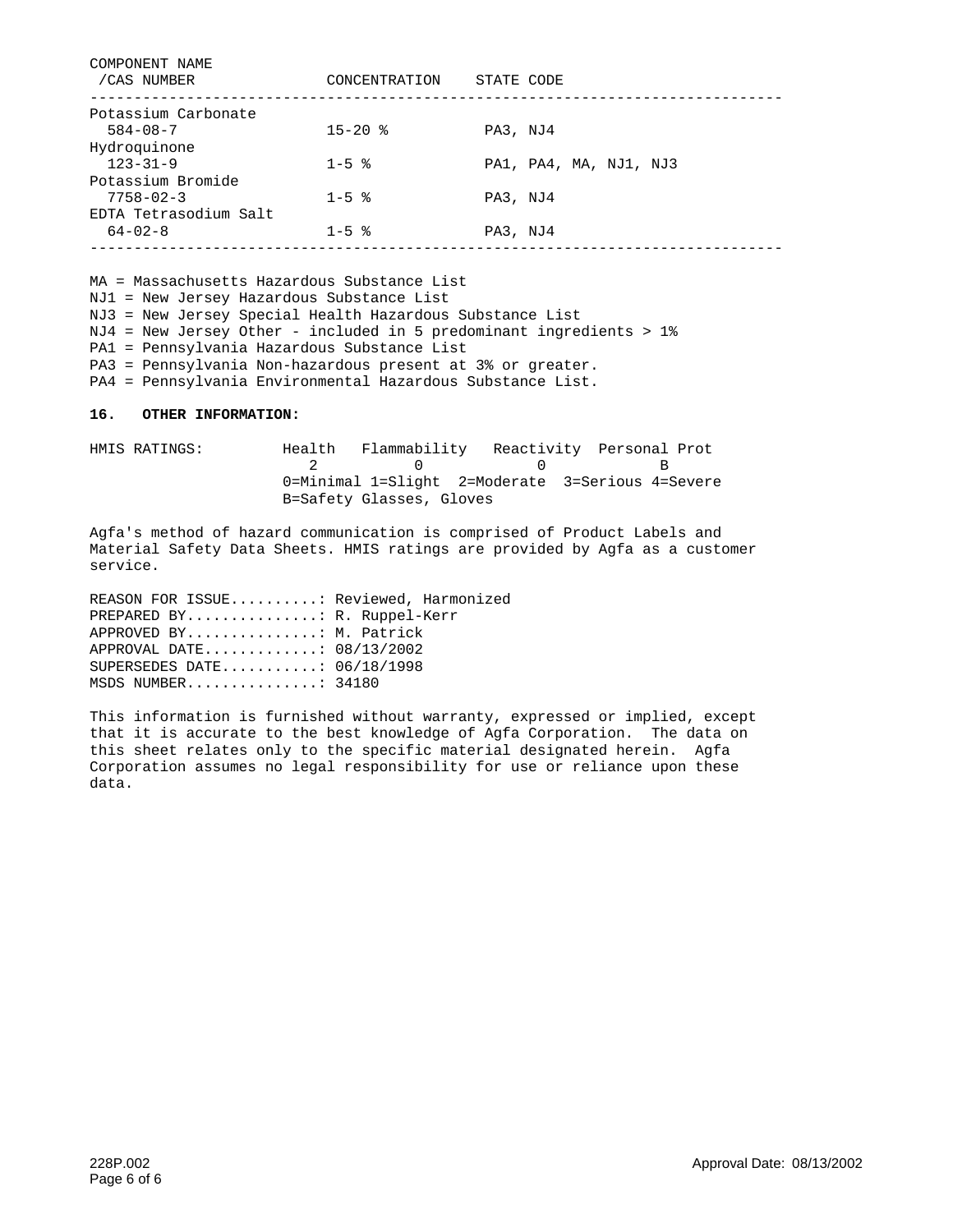| COMPONENT NAME /CAS NUMBER | CONCENTRATION | STATE CODE |
|---|---|---|
| Potassium Carbonate 584-08-7 | 15-20 % | PA3, NJ4 |
| Hydroquinone 123-31-9 | 1-5 % | PA1, PA4, MA, NJ1, NJ3 |
| Potassium Bromide 7758-02-3 | 1-5 % | PA3, NJ4 |
| EDTA Tetrasodium Salt 64-02-8 | 1-5 % | PA3, NJ4 |

MA = Massachusetts Hazardous Substance List
NJ1 = New Jersey Hazardous Substance List
NJ3 = New Jersey Special Health Hazardous Substance List
NJ4 = New Jersey Other - included in 5 predominant ingredients > 1%
PA1 = Pennsylvania Hazardous Substance List
PA3 = Pennsylvania Non-hazardous present at 3% or greater.
PA4 = Pennsylvania Environmental Hazardous Substance List.

## 16. OTHER INFORMATION:

| HMIS RATINGS: | Health | Flammability | Reactivity | Personal Prot |
|---|---|---|---|---|
| | 2 | 0 | 0 | B |

0=Minimal 1=Slight 2=Moderate 3=Serious 4=Severe
B=Safety Glasses, Gloves

Agfa's method of hazard communication is comprised of Product Labels and Material Safety Data Sheets. HMIS ratings are provided by Agfa as a customer service.

REASON FOR ISSUE..........: Reviewed, Harmonized
PREPARED BY...............: R. Ruppel-Kerr
APPROVED BY...............: M. Patrick
APPROVAL DATE.............: 08/13/2002
SUPERSEDES DATE...........: 06/18/1998
MSDS NUMBER...............: 34180

This information is furnished without warranty, expressed or implied, except that it is accurate to the best knowledge of Agfa Corporation. The data on this sheet relates only to the specific material designated herein. Agfa Corporation assumes no legal responsibility for use or reliance upon these data.